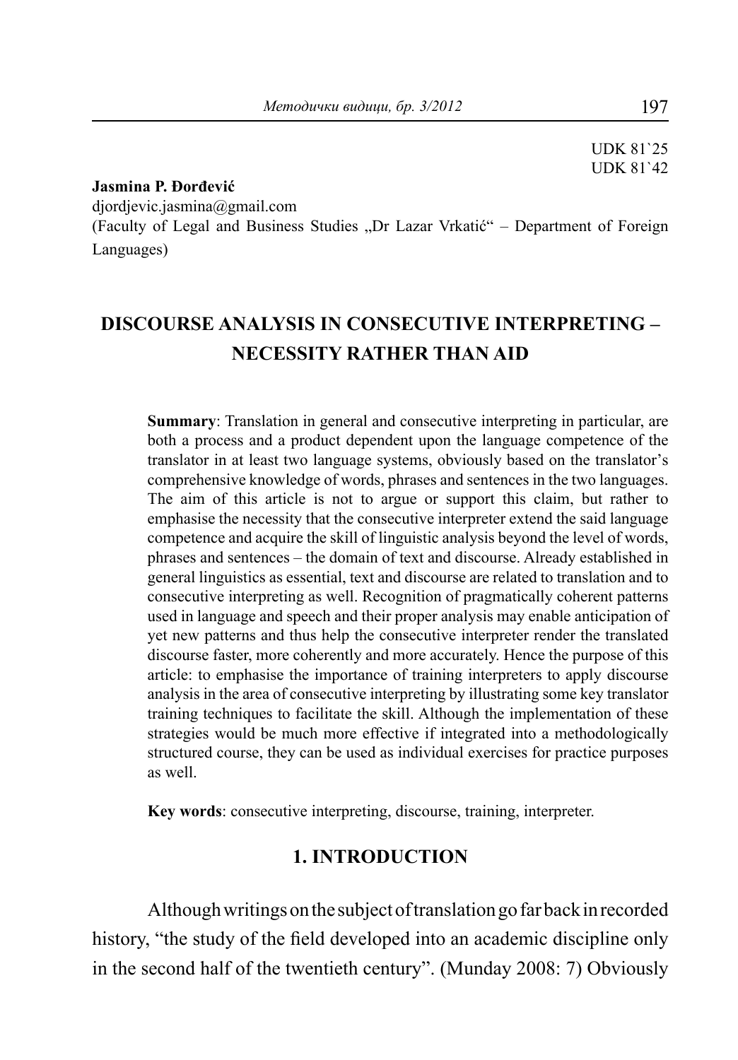UDK 81`25
UDK 81`42

**Jasmina P. Đorđević**
djordjevic.jasmina@gmail.com
(Faculty of Legal and Business Studies „Dr Lazar Vrkatić“ – Department of Foreign Languages)

# DISCOURSE ANALYSIS IN CONSECUTIVE INTERPRETING – NECESSITY RATHER THAN AID

**Summary**: Translation in general and consecutive interpreting in particular, are both a process and a product dependent upon the language competence of the translator in at least two language systems, obviously based on the translator's comprehensive knowledge of words, phrases and sentences in the two languages. The aim of this article is not to argue or support this claim, but rather to emphasise the necessity that the consecutive interpreter extend the said language competence and acquire the skill of linguistic analysis beyond the level of words, phrases and sentences – the domain of text and discourse. Already established in general linguistics as essential, text and discourse are related to translation and to consecutive interpreting as well. Recognition of pragmatically coherent patterns used in language and speech and their proper analysis may enable anticipation of yet new patterns and thus help the consecutive interpreter render the translated discourse faster, more coherently and more accurately. Hence the purpose of this article: to emphasise the importance of training interpreters to apply discourse analysis in the area of consecutive interpreting by illustrating some key translator training techniques to facilitate the skill. Although the implementation of these strategies would be much more effective if integrated into a methodologically structured course, they can be used as individual exercises for practice purposes as well.

**Key words**: consecutive interpreting, discourse, training, interpreter.

## 1. INTRODUCTION

Although writings on the subject of translation go far back in recorded history, "the study of the field developed into an academic discipline only in the second half of the twentieth century". (Munday 2008: 7) Obviously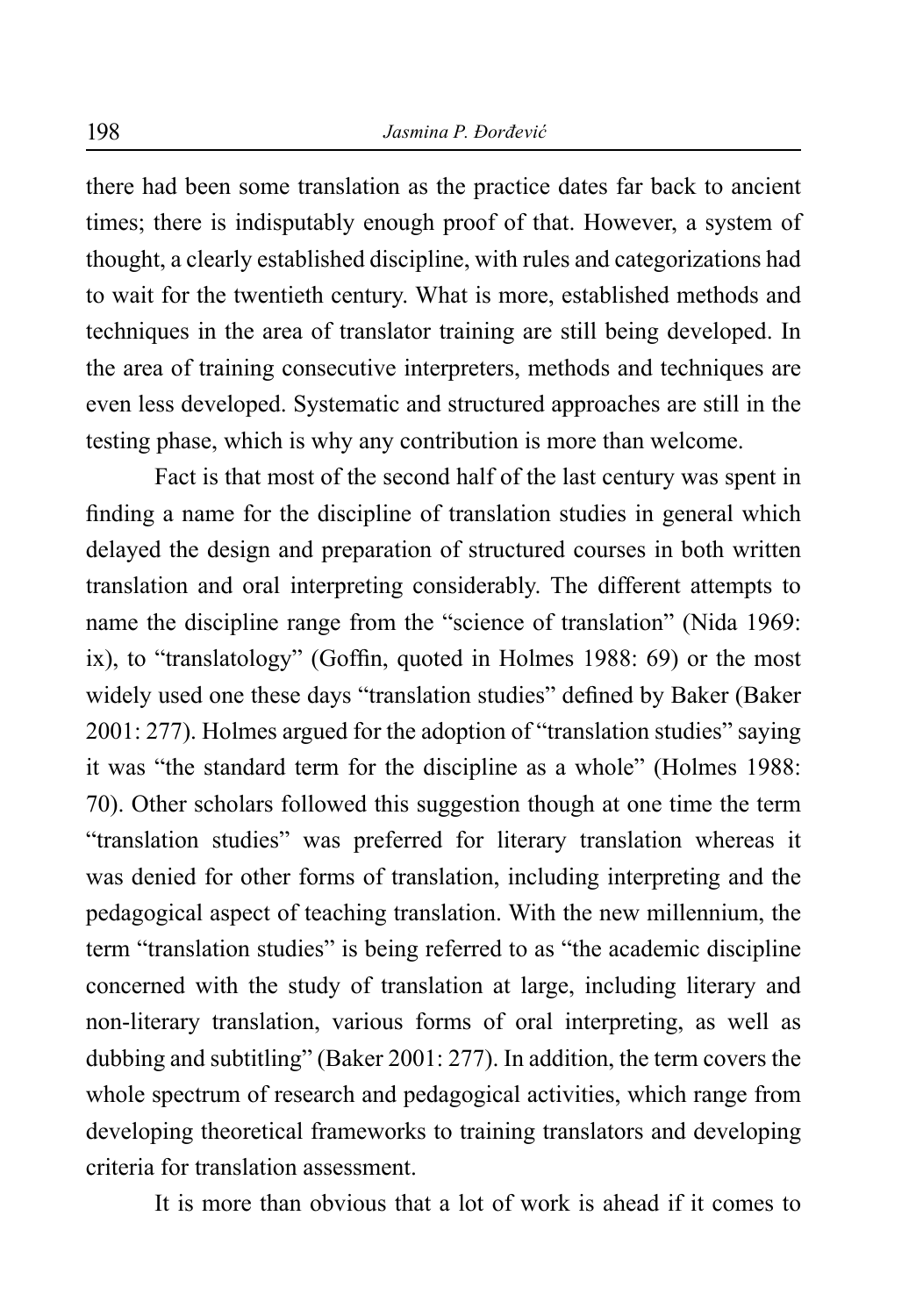there had been some translation as the practice dates far back to ancient times; there is indisputably enough proof of that. However, a system of thought, a clearly established discipline, with rules and categorizations had to wait for the twentieth century. What is more, established methods and techniques in the area of translator training are still being developed. In the area of training consecutive interpreters, methods and techniques are even less developed. Systematic and structured approaches are still in the testing phase, which is why any contribution is more than welcome.

Fact is that most of the second half of the last century was spent in finding a name for the discipline of translation studies in general which delayed the design and preparation of structured courses in both written translation and oral interpreting considerably. The different attempts to name the discipline range from the "science of translation" (Nida 1969: ix), to "translatology" (Goffin, quoted in Holmes 1988: 69) or the most widely used one these days "translation studies" defined by Baker (Baker 2001: 277). Holmes argued for the adoption of "translation studies" saying it was "the standard term for the discipline as a whole" (Holmes 1988: 70). Other scholars followed this suggestion though at one time the term "translation studies" was preferred for literary translation whereas it was denied for other forms of translation, including interpreting and the pedagogical aspect of teaching translation. With the new millennium, the term "translation studies" is being referred to as "the academic discipline concerned with the study of translation at large, including literary and non-literary translation, various forms of oral interpreting, as well as dubbing and subtitling" (Baker 2001: 277). In addition, the term covers the whole spectrum of research and pedagogical activities, which range from developing theoretical frameworks to training translators and developing criteria for translation assessment.

It is more than obvious that a lot of work is ahead if it comes to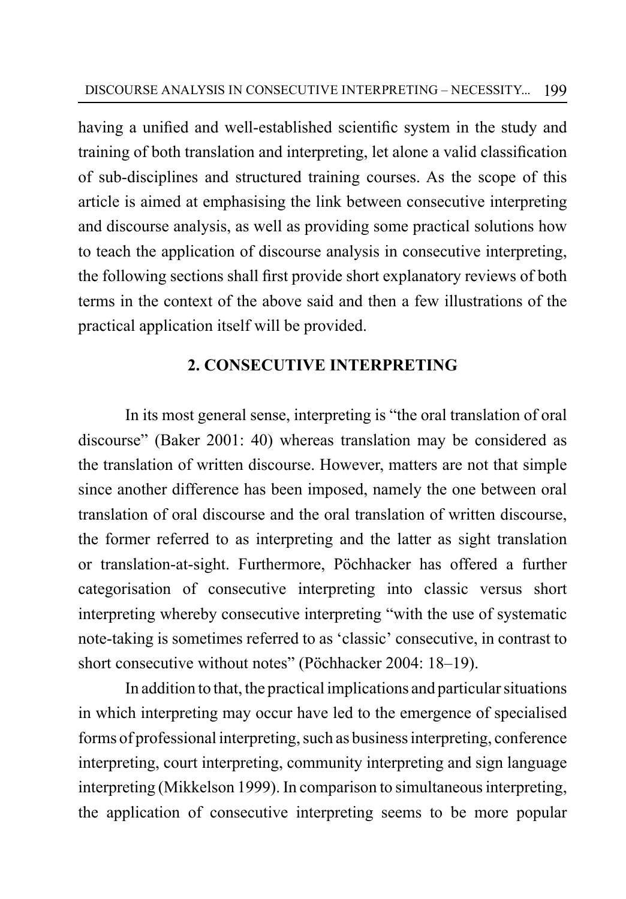having a unified and well-established scientific system in the study and training of both translation and interpreting, let alone a valid classification of sub-disciplines and structured training courses. As the scope of this article is aimed at emphasising the link between consecutive interpreting and discourse analysis, as well as providing some practical solutions how to teach the application of discourse analysis in consecutive interpreting, the following sections shall first provide short explanatory reviews of both terms in the context of the above said and then a few illustrations of the practical application itself will be provided.

## 2. CONSECUTIVE INTERPRETING

In its most general sense, interpreting is "the oral translation of oral discourse" (Baker 2001: 40) whereas translation may be considered as the translation of written discourse. However, matters are not that simple since another difference has been imposed, namely the one between oral translation of oral discourse and the oral translation of written discourse, the former referred to as interpreting and the latter as sight translation or translation-at-sight. Furthermore, Pöchhacker has offered a further categorisation of consecutive interpreting into classic versus short interpreting whereby consecutive interpreting "with the use of systematic note-taking is sometimes referred to as 'classic' consecutive, in contrast to short consecutive without notes" (Pöchhacker 2004: 18–19).

In addition to that, the practical implications and particular situations in which interpreting may occur have led to the emergence of specialised forms of professional interpreting, such as business interpreting, conference interpreting, court interpreting, community interpreting and sign language interpreting (Mikkelson 1999). In comparison to simultaneous interpreting, the application of consecutive interpreting seems to be more popular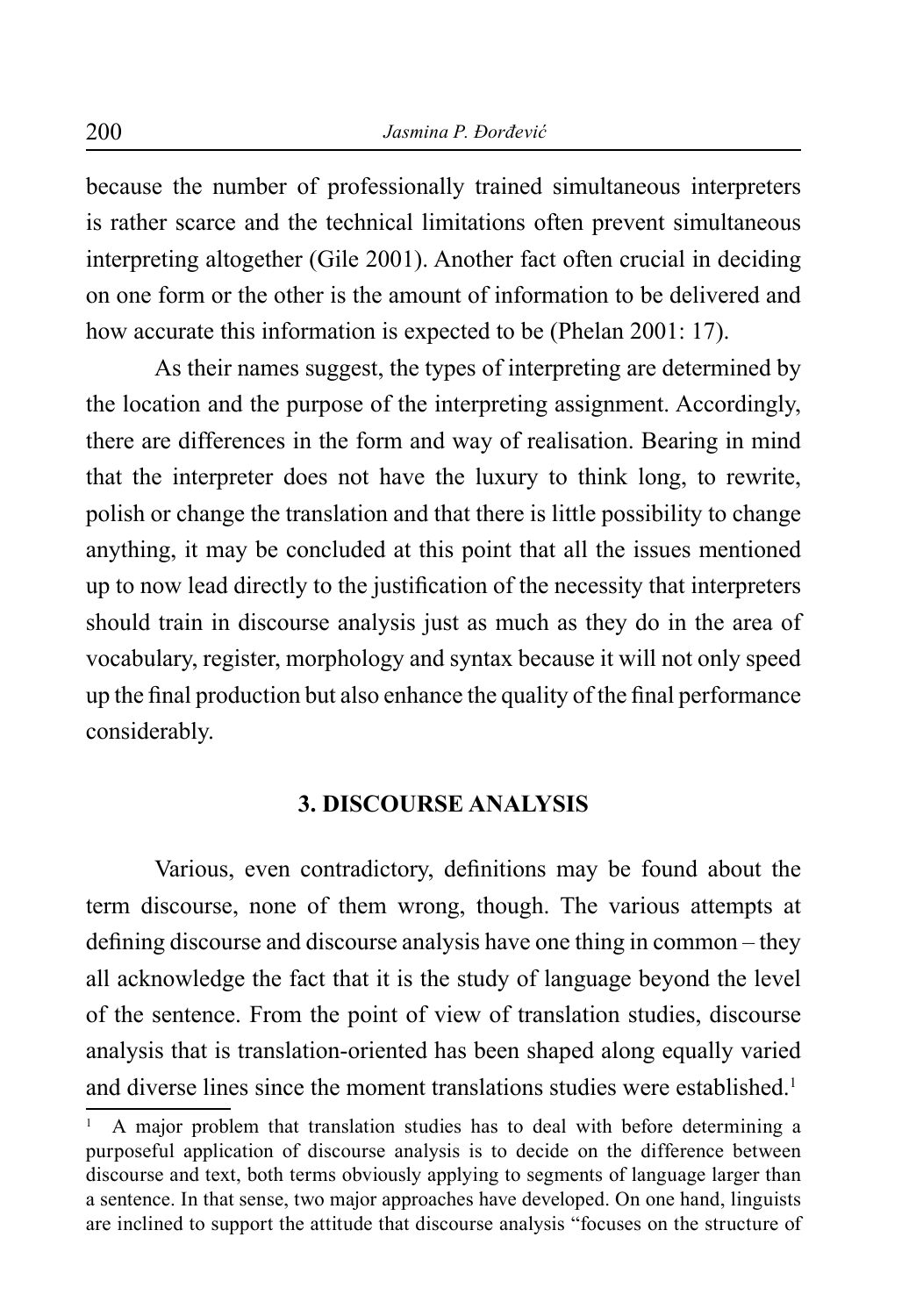because the number of professionally trained simultaneous interpreters is rather scarce and the technical limitations often prevent simultaneous interpreting altogether (Gile 2001). Another fact often crucial in deciding on one form or the other is the amount of information to be delivered and how accurate this information is expected to be (Phelan 2001: 17).

As their names suggest, the types of interpreting are determined by the location and the purpose of the interpreting assignment. Accordingly, there are differences in the form and way of realisation. Bearing in mind that the interpreter does not have the luxury to think long, to rewrite, polish or change the translation and that there is little possibility to change anything, it may be concluded at this point that all the issues mentioned up to now lead directly to the justification of the necessity that interpreters should train in discourse analysis just as much as they do in the area of vocabulary, register, morphology and syntax because it will not only speed up the final production but also enhance the quality of the final performance considerably.

## 3. DISCOURSE ANALYSIS

Various, even contradictory, definitions may be found about the term discourse, none of them wrong, though. The various attempts at defining discourse and discourse analysis have one thing in common – they all acknowledge the fact that it is the study of language beyond the level of the sentence. From the point of view of translation studies, discourse analysis that is translation-oriented has been shaped along equally varied and diverse lines since the moment translations studies were established.[1]

[1] A major problem that translation studies has to deal with before determining a purposeful application of discourse analysis is to decide on the difference between discourse and text, both terms obviously applying to segments of language larger than a sentence. In that sense, two major approaches have developed. On one hand, linguists are inclined to support the attitude that discourse analysis "focuses on the structure of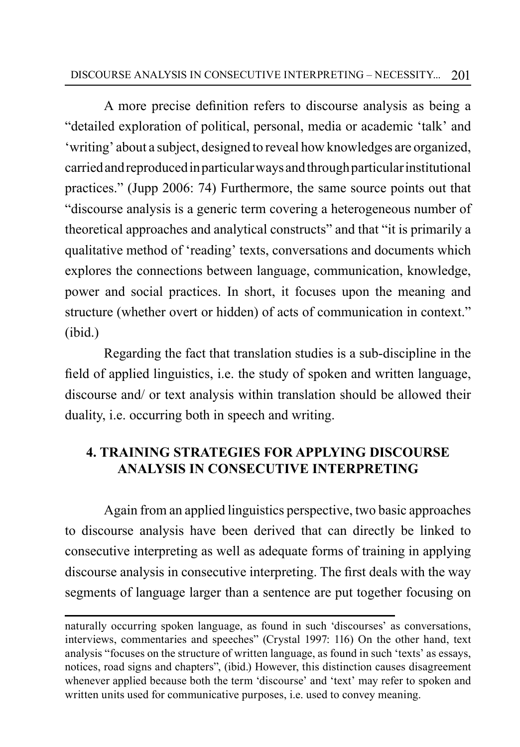A more precise definition refers to discourse analysis as being a "detailed exploration of political, personal, media or academic 'talk' and 'writing' about a subject, designed to reveal how knowledges are organized, carried and reproduced in particular ways and through particular institutional practices." (Jupp 2006: 74) Furthermore, the same source points out that "discourse analysis is a generic term covering a heterogeneous number of theoretical approaches and analytical constructs" and that "it is primarily a qualitative method of 'reading' texts, conversations and documents which explores the connections between language, communication, knowledge, power and social practices. In short, it focuses upon the meaning and structure (whether overt or hidden) of acts of communication in context." (ibid.)

Regarding the fact that translation studies is a sub-discipline in the field of applied linguistics, i.e. the study of spoken and written language, discourse and/ or text analysis within translation should be allowed their duality, i.e. occurring both in speech and writing.

## 4. TRAINING STRATEGIES FOR APPLYING DISCOURSE ANALYSIS IN CONSECUTIVE INTERPRETING

Again from an applied linguistics perspective, two basic approaches to discourse analysis have been derived that can directly be linked to consecutive interpreting as well as adequate forms of training in applying discourse analysis in consecutive interpreting. The first deals with the way segments of language larger than a sentence are put together focusing on

---

naturally occurring spoken language, as found in such 'discourses' as conversations, interviews, commentaries and speeches" (Crystal 1997: 116) On the other hand, text analysis "focuses on the structure of written language, as found in such 'texts' as essays, notices, road signs and chapters", (ibid.) However, this distinction causes disagreement whenever applied because both the term 'discourse' and 'text' may refer to spoken and written units used for communicative purposes, i.e. used to convey meaning.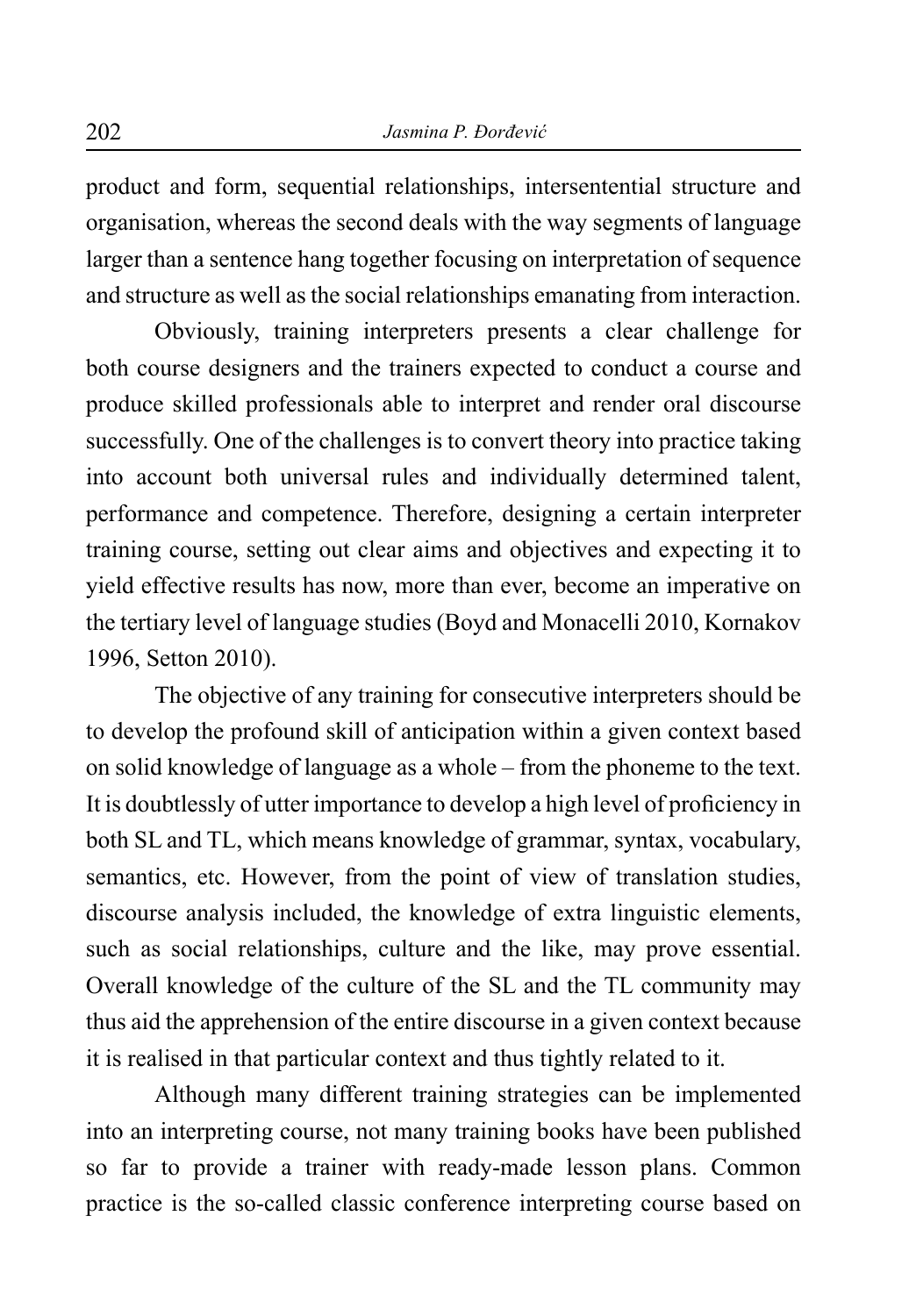product and form, sequential relationships, intersentential structure and organisation, whereas the second deals with the way segments of language larger than a sentence hang together focusing on interpretation of sequence and structure as well as the social relationships emanating from interaction.

Obviously, training interpreters presents a clear challenge for both course designers and the trainers expected to conduct a course and produce skilled professionals able to interpret and render oral discourse successfully. One of the challenges is to convert theory into practice taking into account both universal rules and individually determined talent, performance and competence. Therefore, designing a certain interpreter training course, setting out clear aims and objectives and expecting it to yield effective results has now, more than ever, become an imperative on the tertiary level of language studies (Boyd and Monacelli 2010, Kornakov 1996, Setton 2010).

The objective of any training for consecutive interpreters should be to develop the profound skill of anticipation within a given context based on solid knowledge of language as a whole – from the phoneme to the text. It is doubtlessly of utter importance to develop a high level of proficiency in both SL and TL, which means knowledge of grammar, syntax, vocabulary, semantics, etc. However, from the point of view of translation studies, discourse analysis included, the knowledge of extra linguistic elements, such as social relationships, culture and the like, may prove essential. Overall knowledge of the culture of the SL and the TL community may thus aid the apprehension of the entire discourse in a given context because it is realised in that particular context and thus tightly related to it.

Although many different training strategies can be implemented into an interpreting course, not many training books have been published so far to provide a trainer with ready-made lesson plans. Common practice is the so-called classic conference interpreting course based on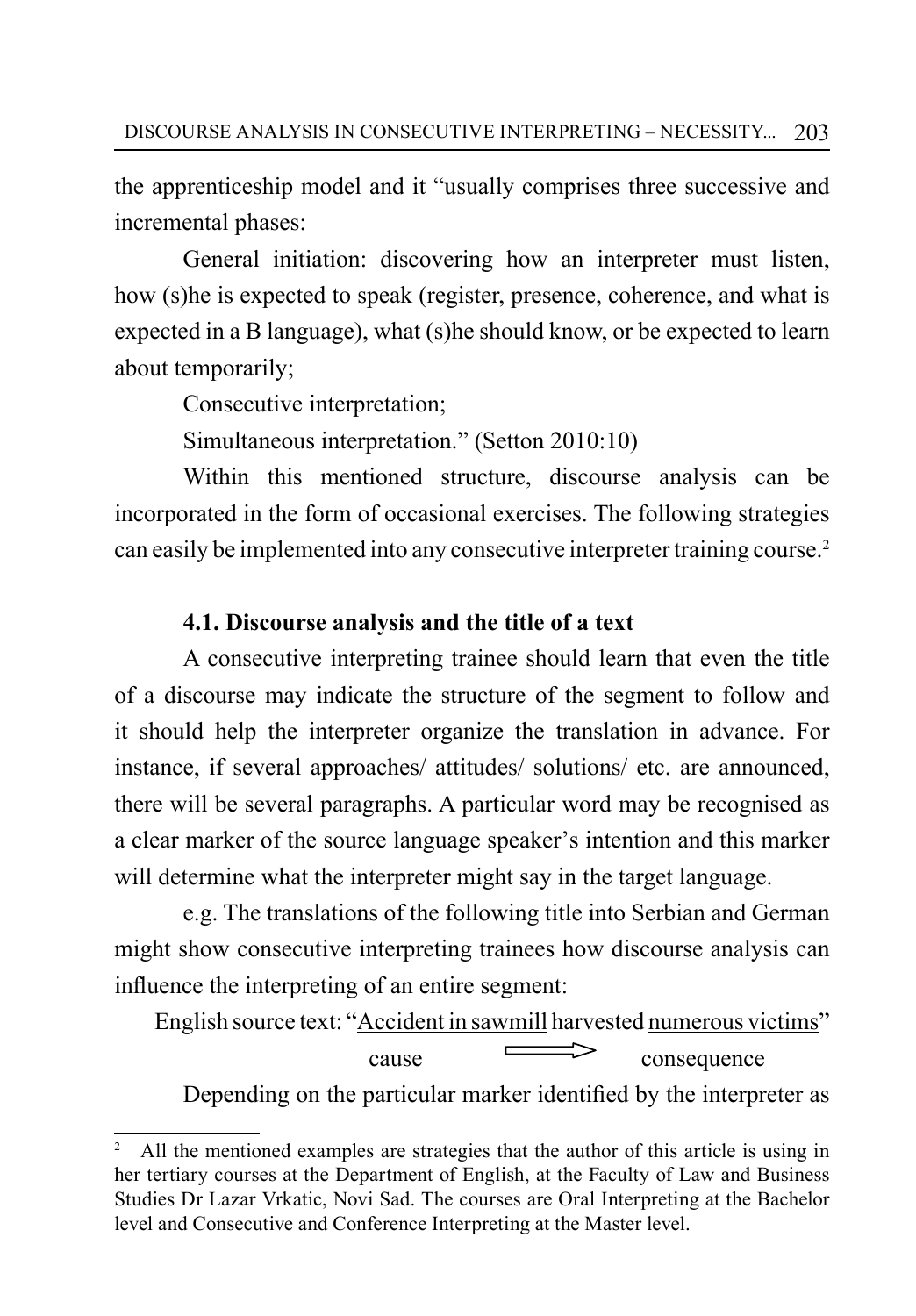the apprenticeship model and it "usually comprises three successive and incremental phases:

General initiation: discovering how an interpreter must listen, how (s)he is expected to speak (register, presence, coherence, and what is expected in a B language), what (s)he should know, or be expected to learn about temporarily;

Consecutive interpretation;

Simultaneous interpretation." (Setton 2010:10)

Within this mentioned structure, discourse analysis can be incorporated in the form of occasional exercises. The following strategies can easily be implemented into any consecutive interpreter training course.[2]

### 4.1. Discourse analysis and the title of a text

A consecutive interpreting trainee should learn that even the title of a discourse may indicate the structure of the segment to follow and it should help the interpreter organize the translation in advance. For instance, if several approaches/ attitudes/ solutions/ etc. are announced, there will be several paragraphs. A particular word may be recognised as a clear marker of the source language speaker's intention and this marker will determine what the interpreter might say in the target language.

e.g. The translations of the following title into Serbian and German might show consecutive interpreting trainees how discourse analysis can influence the interpreting of an entire segment:

English source text: "<u>Accident in sawmill</u> harvested <u>numerous victims</u>"

cause ⟹ consequence

Depending on the particular marker identified by the interpreter as

[2] All the mentioned examples are strategies that the author of this article is using in her tertiary courses at the Department of English, at the Faculty of Law and Business Studies Dr Lazar Vrkatic, Novi Sad. The courses are Oral Interpreting at the Bachelor level and Consecutive and Conference Interpreting at the Master level.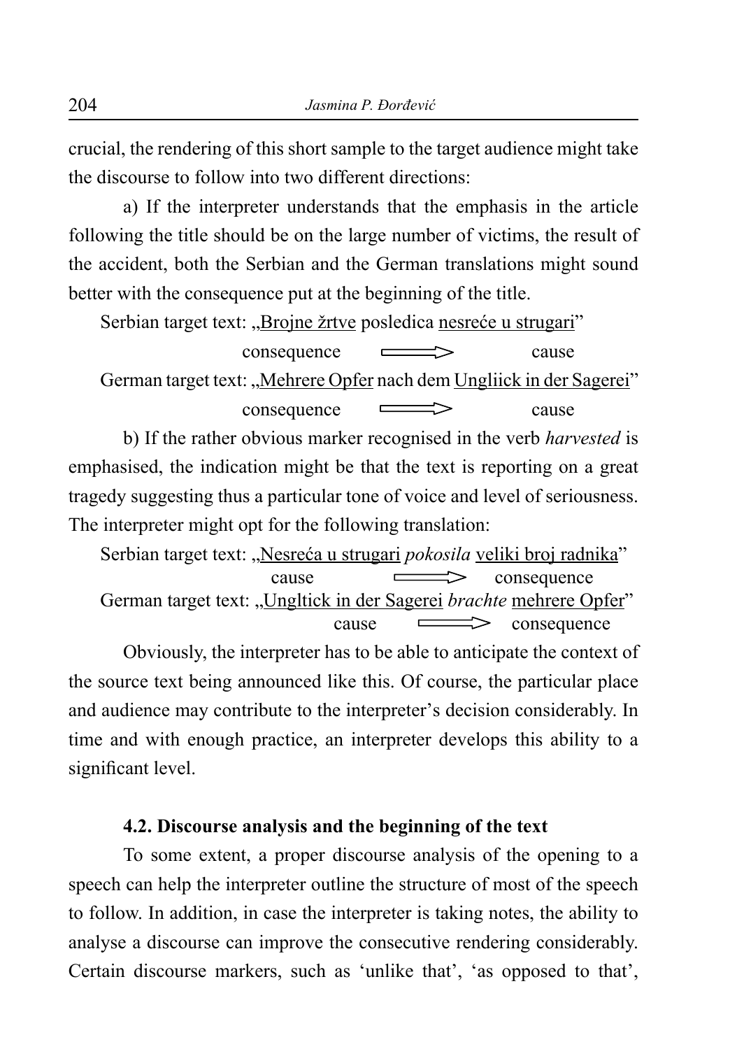crucial, the rendering of this short sample to the target audience might take the discourse to follow into two different directions:

a) If the interpreter understands that the emphasis in the article following the title should be on the large number of victims, the result of the accident, both the Serbian and the German translations might sound better with the consequence put at the beginning of the title.

Serbian target text: „Brojne žrtve posledica nesreće u strugari"

consequence ⟹ cause

German target text: „Mehrere Opfer nach dem Ungliick in der Sagerei"

consequence ⟹ cause

b) If the rather obvious marker recognised in the verb *harvested* is emphasised, the indication might be that the text is reporting on a great tragedy suggesting thus a particular tone of voice and level of seriousness. The interpreter might opt for the following translation:

Serbian target text: „Nesreća u strugari *pokosila* veliki broj radnika"

cause ⟹ consequence

German target text: „Ungltick in der Sagerei *brachte* mehrere Opfer"

cause ⟹ consequence

Obviously, the interpreter has to be able to anticipate the context of the source text being announced like this. Of course, the particular place and audience may contribute to the interpreter's decision considerably. In time and with enough practice, an interpreter develops this ability to a significant level.

### 4.2. Discourse analysis and the beginning of the text

To some extent, a proper discourse analysis of the opening to a speech can help the interpreter outline the structure of most of the speech to follow. In addition, in case the interpreter is taking notes, the ability to analyse a discourse can improve the consecutive rendering considerably. Certain discourse markers, such as 'unlike that', 'as opposed to that',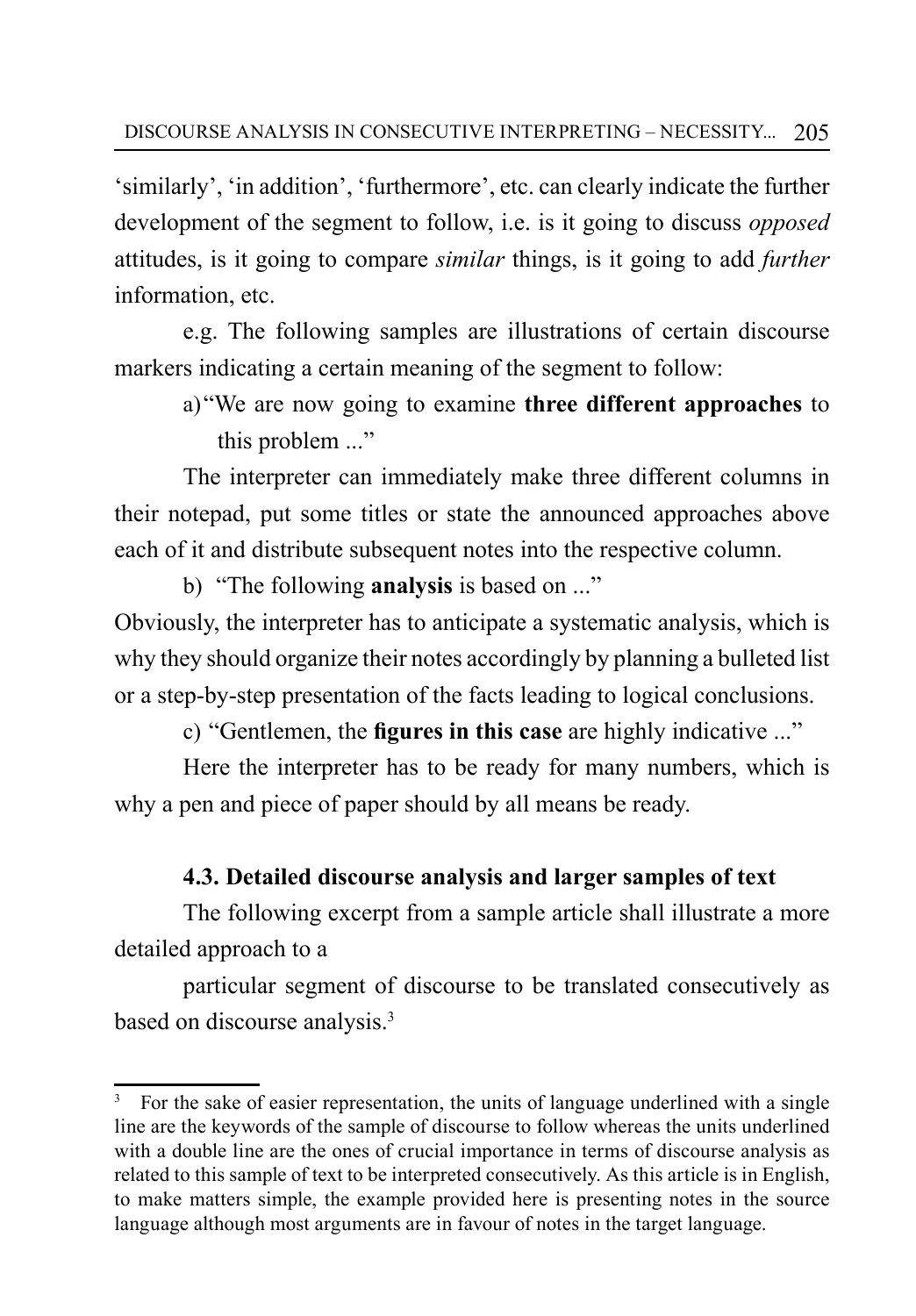'similarly', 'in addition', 'furthermore', etc. can clearly indicate the further development of the segment to follow, i.e. is it going to discuss *opposed* attitudes, is it going to compare *similar* things, is it going to add *further* information, etc.

e.g. The following samples are illustrations of certain discourse markers indicating a certain meaning of the segment to follow:

a) "We are now going to examine **three different approaches** to this problem ..."

The interpreter can immediately make three different columns in their notepad, put some titles or state the announced approaches above each of it and distribute subsequent notes into the respective column.

b) "The following **analysis** is based on ..."

Obviously, the interpreter has to anticipate a systematic analysis, which is why they should organize their notes accordingly by planning a bulleted list or a step-by-step presentation of the facts leading to logical conclusions.

c) "Gentlemen, the **figures in this case** are highly indicative ..."

Here the interpreter has to be ready for many numbers, which is why a pen and piece of paper should by all means be ready.

### 4.3. Detailed discourse analysis and larger samples of text

The following excerpt from a sample article shall illustrate a more detailed approach to a

particular segment of discourse to be translated consecutively as based on discourse analysis.[3]

---

[3] For the sake of easier representation, the units of language underlined with a single line are the keywords of the sample of discourse to follow whereas the units underlined with a double line are the ones of crucial importance in terms of discourse analysis as related to this sample of text to be interpreted consecutively. As this article is in English, to make matters simple, the example provided here is presenting notes in the source language although most arguments are in favour of notes in the target language.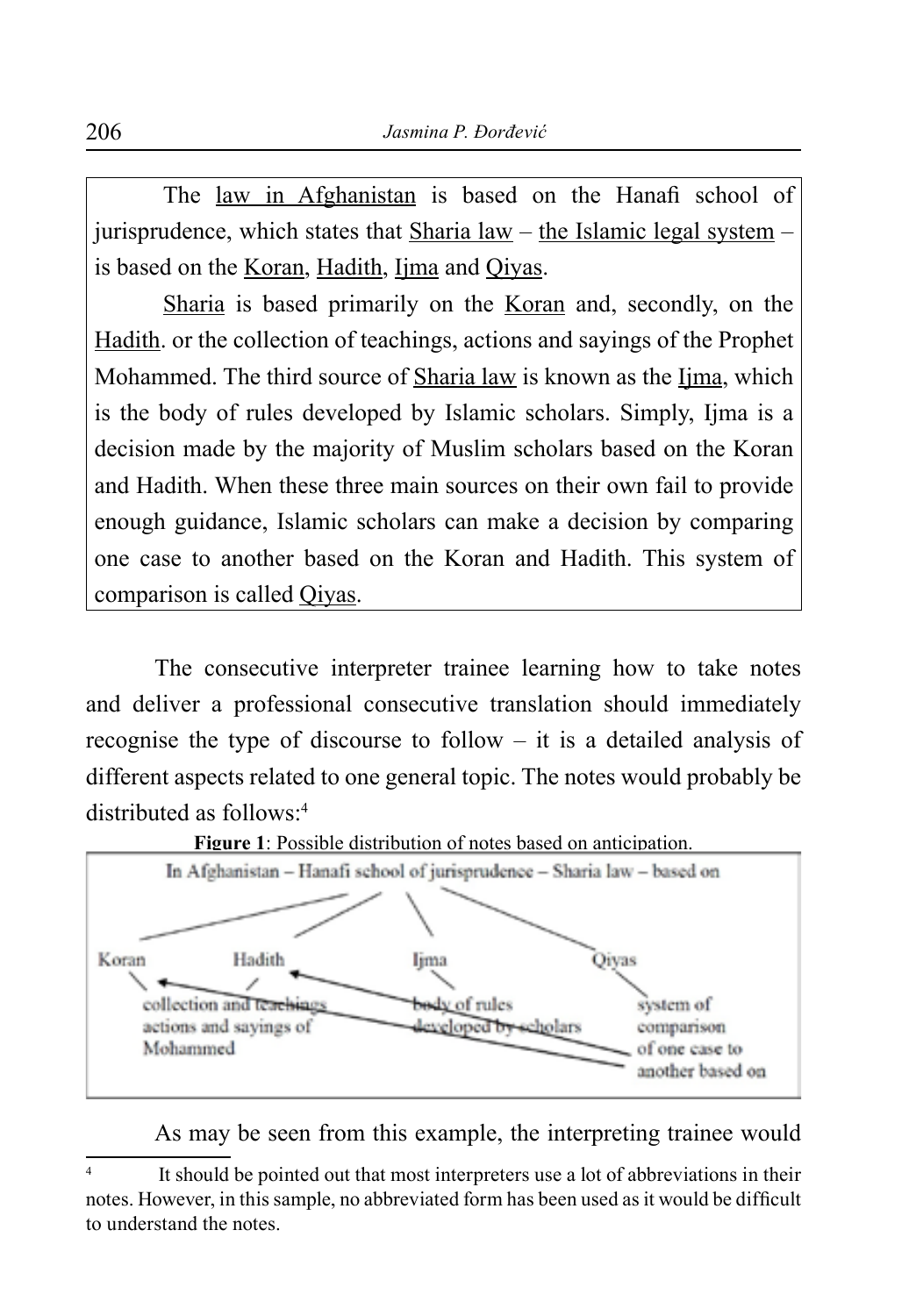> The law in Afghanistan is based on the Hanafi school of jurisprudence, which states that Sharia law – the Islamic legal system – is based on the Koran, Hadith, Ijma and Qiyas.
>
> Sharia is based primarily on the Koran and, secondly, on the Hadith. or the collection of teachings, actions and sayings of the Prophet Mohammed. The third source of Sharia law is known as the Ijma, which is the body of rules developed by Islamic scholars. Simply, Ijma is a decision made by the majority of Muslim scholars based on the Koran and Hadith. When these three main sources on their own fail to provide enough guidance, Islamic scholars can make a decision by comparing one case to another based on the Koran and Hadith. This system of comparison is called Qiyas.

The consecutive interpreter trainee learning how to take notes and deliver a professional consecutive translation should immediately recognise the type of discourse to follow – it is a detailed analysis of different aspects related to one general topic. The notes would probably be distributed as follows:[4]

**Figure 1**: Possible distribution of notes based on anticipation.

```
In Afghanistan – Hanafi school of jurisprudence – Sharia law – based on

Koran          Hadith                  Ijma                  Qiyas
      collection and teachings   body of rules          system of
      actions and sayings of     developed by scholars  comparison
      Mohammed                                          of one case to
                                                        another based on
```

As may be seen from this example, the interpreting trainee would

[4] It should be pointed out that most interpreters use a lot of abbreviations in their notes. However, in this sample, no abbreviated form has been used as it would be difficult to understand the notes.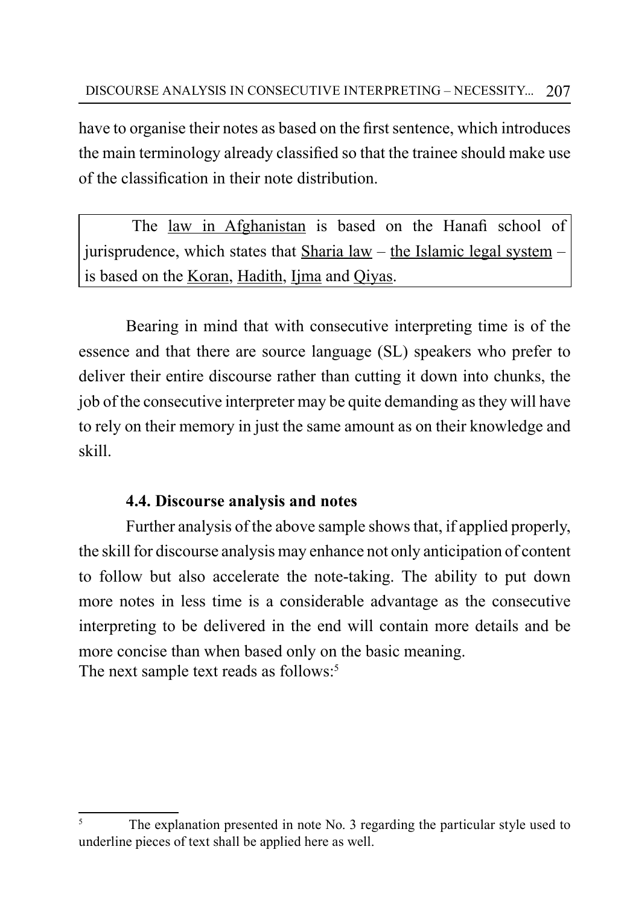have to organise their notes as based on the first sentence, which introduces the main terminology already classified so that the trainee should make use of the classification in their note distribution.

> The <u>law in Afghanistan</u> is based on the Hanafi school of jurisprudence, which states that <u>Sharia law</u> – <u>the Islamic legal system</u> – is based on the <u>Koran</u>, <u>Hadith</u>, <u>Ijma</u> and <u>Qiyas</u>.

Bearing in mind that with consecutive interpreting time is of the essence and that there are source language (SL) speakers who prefer to deliver their entire discourse rather than cutting it down into chunks, the job of the consecutive interpreter may be quite demanding as they will have to rely on their memory in just the same amount as on their knowledge and skill.

### 4.4. Discourse analysis and notes

Further analysis of the above sample shows that, if applied properly, the skill for discourse analysis may enhance not only anticipation of content to follow but also accelerate the note-taking. The ability to put down more notes in less time is a considerable advantage as the consecutive interpreting to be delivered in the end will contain more details and be more concise than when based only on the basic meaning.

The next sample text reads as follows:[5]

---

[5] The explanation presented in note No. 3 regarding the particular style used to underline pieces of text shall be applied here as well.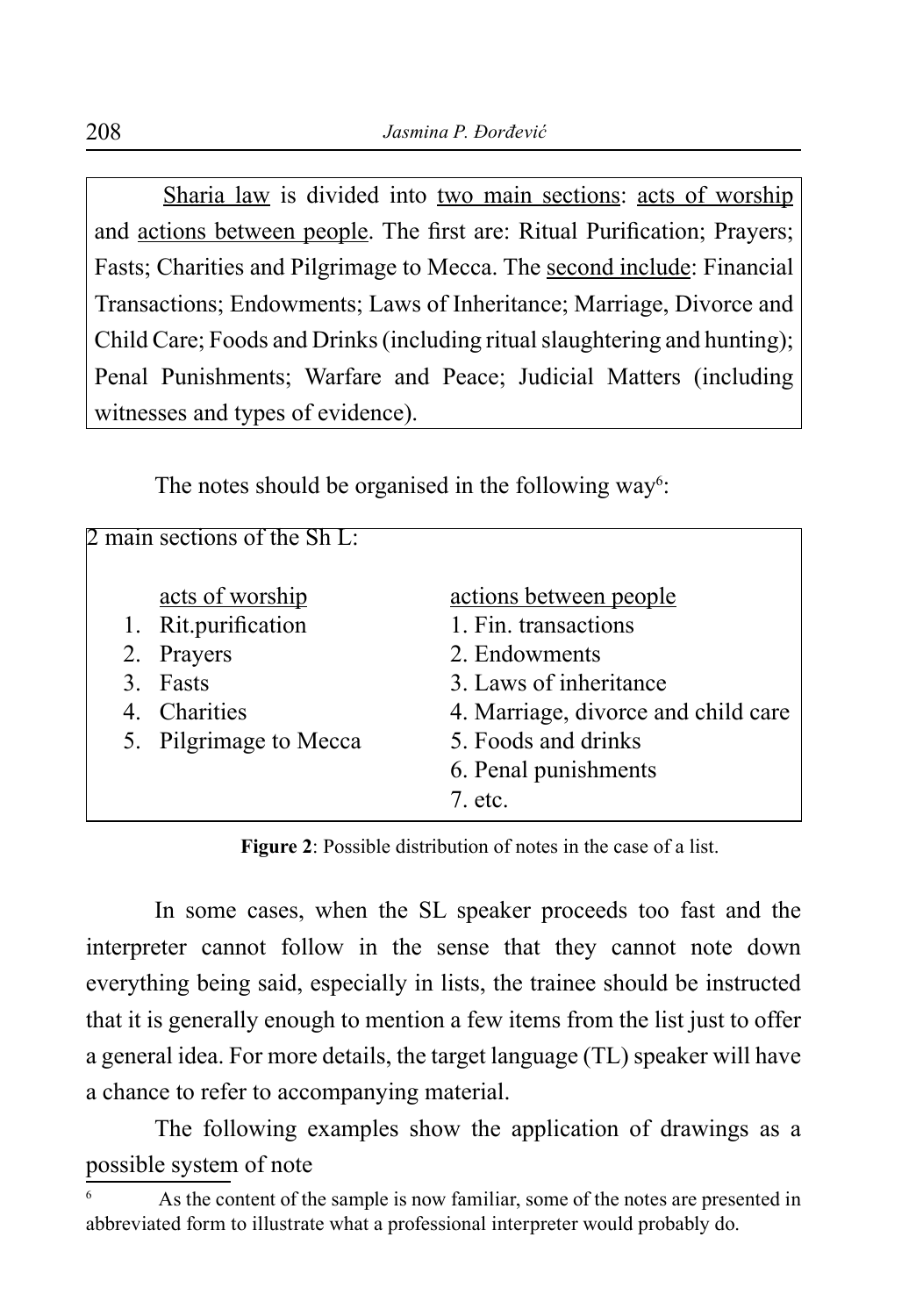<u>Sharia law</u> is divided into <u>two main sections</u>: <u>acts of worship</u> and <u>actions between people</u>. The first are: Ritual Purification; Prayers; Fasts; Charities and Pilgrimage to Mecca. The <u>second include</u>: Financial Transactions; Endowments; Laws of Inheritance; Marriage, Divorce and Child Care; Foods and Drinks (including ritual slaughtering and hunting); Penal Punishments; Warfare and Peace; Judicial Matters (including witnesses and types of evidence).

The notes should be organised in the following way[6]:

2 main sections of the Sh L:

| <u>acts of worship</u> | <u>actions between people</u> |
|---|---|
| 1. Rit.purification | 1. Fin. transactions |
| 2. Prayers | 2. Endowments |
| 3. Fasts | 3. Laws of inheritance |
| 4. Charities | 4. Marriage, divorce and child care |
| 5. Pilgrimage to Mecca | 5. Foods and drinks |
| | 6. Penal punishments |
| | 7. etc. |

**Figure 2**: Possible distribution of notes in the case of a list.

In some cases, when the SL speaker proceeds too fast and the interpreter cannot follow in the sense that they cannot note down everything being said, especially in lists, the trainee should be instructed that it is generally enough to mention a few items from the list just to offer a general idea. For more details, the target language (TL) speaker will have a chance to refer to accompanying material.

The following examples show the application of drawings as a possible system of note

[6] As the content of the sample is now familiar, some of the notes are presented in abbreviated form to illustrate what a professional interpreter would probably do.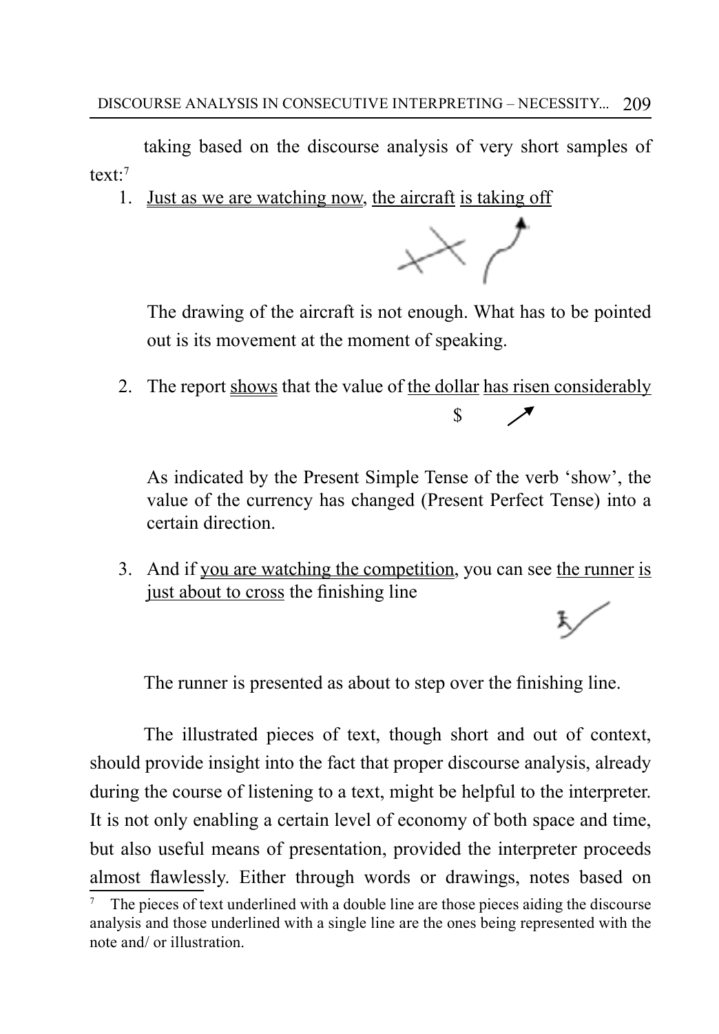taking based on the discourse analysis of very short samples of text:[7]

1. Just as we are watching now, the aircraft is taking off

   The drawing of the aircraft is not enough. What has to be pointed out is its movement at the moment of speaking.

2. The report shows that the value of the dollar has risen considerably

   $ ↗

   As indicated by the Present Simple Tense of the verb 'show', the value of the currency has changed (Present Perfect Tense) into a certain direction.

3. And if you are watching the competition, you can see the runner is just about to cross the finishing line

   The runner is presented as about to step over the finishing line.

The illustrated pieces of text, though short and out of context, should provide insight into the fact that proper discourse analysis, already during the course of listening to a text, might be helpful to the interpreter. It is not only enabling a certain level of economy of both space and time, but also useful means of presentation, provided the interpreter proceeds almost flawlessly. Either through words or drawings, notes based on

[7] The pieces of text underlined with a double line are those pieces aiding the discourse analysis and those underlined with a single line are the ones being represented with the note and/ or illustration.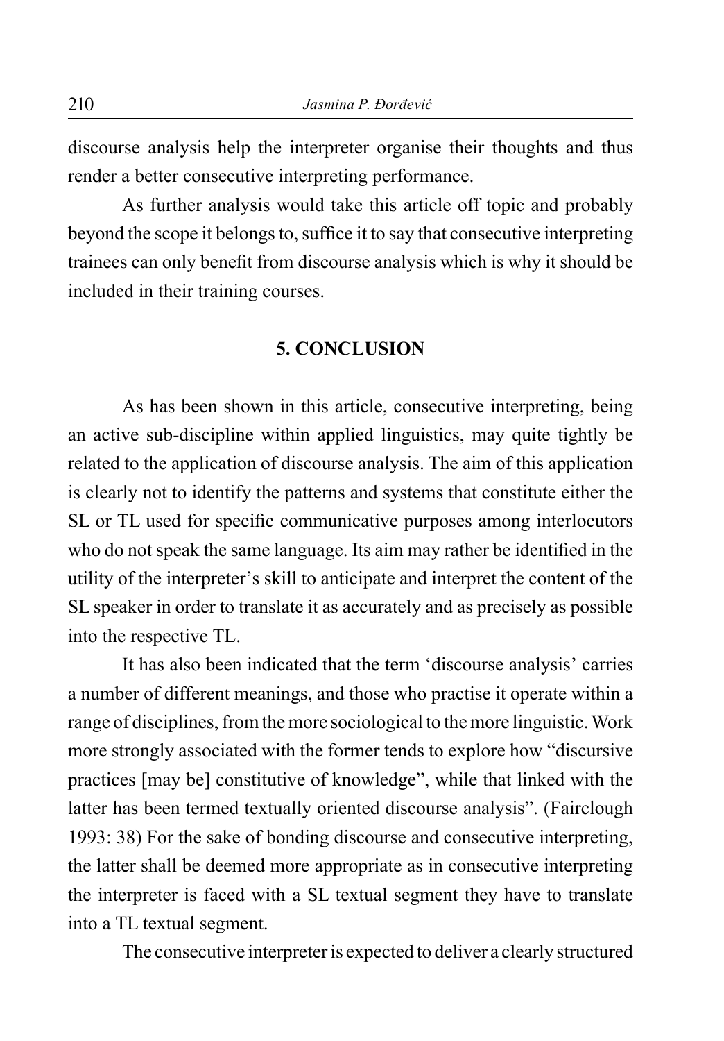discourse analysis help the interpreter organise their thoughts and thus render a better consecutive interpreting performance.

As further analysis would take this article off topic and probably beyond the scope it belongs to, suffice it to say that consecutive interpreting trainees can only benefit from discourse analysis which is why it should be included in their training courses.

## 5. CONCLUSION

As has been shown in this article, consecutive interpreting, being an active sub-discipline within applied linguistics, may quite tightly be related to the application of discourse analysis. The aim of this application is clearly not to identify the patterns and systems that constitute either the SL or TL used for specific communicative purposes among interlocutors who do not speak the same language. Its aim may rather be identified in the utility of the interpreter's skill to anticipate and interpret the content of the SL speaker in order to translate it as accurately and as precisely as possible into the respective TL.

It has also been indicated that the term 'discourse analysis' carries a number of different meanings, and those who practise it operate within a range of disciplines, from the more sociological to the more linguistic. Work more strongly associated with the former tends to explore how "discursive practices [may be] constitutive of knowledge", while that linked with the latter has been termed textually oriented discourse analysis". (Fairclough 1993: 38) For the sake of bonding discourse and consecutive interpreting, the latter shall be deemed more appropriate as in consecutive interpreting the interpreter is faced with a SL textual segment they have to translate into a TL textual segment.

The consecutive interpreter is expected to deliver a clearly structured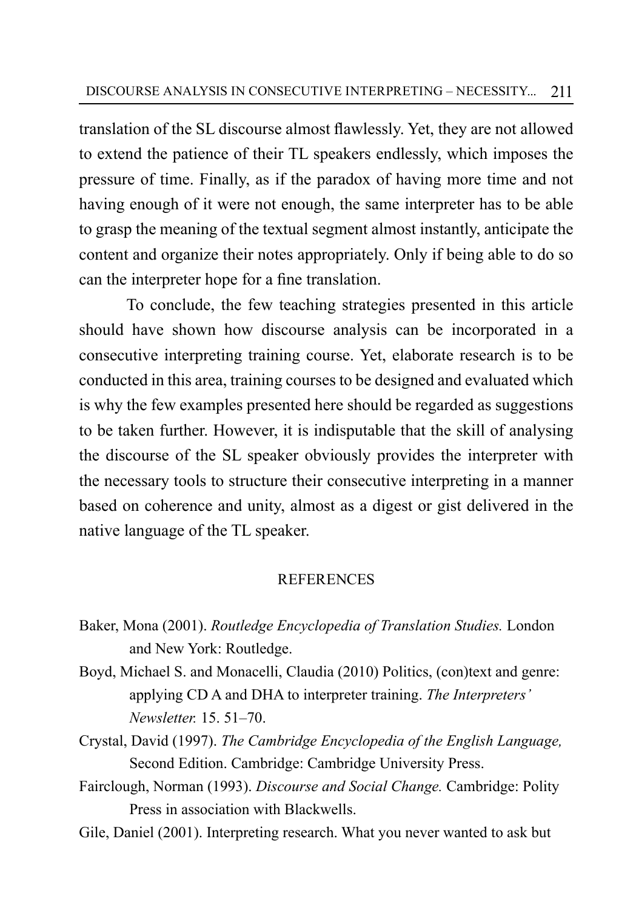translation of the SL discourse almost flawlessly. Yet, they are not allowed to extend the patience of their TL speakers endlessly, which imposes the pressure of time. Finally, as if the paradox of having more time and not having enough of it were not enough, the same interpreter has to be able to grasp the meaning of the textual segment almost instantly, anticipate the content and organize their notes appropriately. Only if being able to do so can the interpreter hope for a fine translation.

To conclude, the few teaching strategies presented in this article should have shown how discourse analysis can be incorporated in a consecutive interpreting training course. Yet, elaborate research is to be conducted in this area, training courses to be designed and evaluated which is why the few examples presented here should be regarded as suggestions to be taken further. However, it is indisputable that the skill of analysing the discourse of the SL speaker obviously provides the interpreter with the necessary tools to structure their consecutive interpreting in a manner based on coherence and unity, almost as a digest or gist delivered in the native language of the TL speaker.

## REFERENCES

Baker, Mona (2001). *Routledge Encyclopedia of Translation Studies.* London and New York: Routledge.

Boyd, Michael S. and Monacelli, Claudia (2010) Politics, (con)text and genre: applying CD A and DHA to interpreter training. *The Interpreters' Newsletter.* 15. 51–70.

Crystal, David (1997). *The Cambridge Encyclopedia of the English Language,* Second Edition. Cambridge: Cambridge University Press.

Fairclough, Norman (1993). *Discourse and Social Change.* Cambridge: Polity Press in association with Blackwells.

Gile, Daniel (2001). Interpreting research. What you never wanted to ask but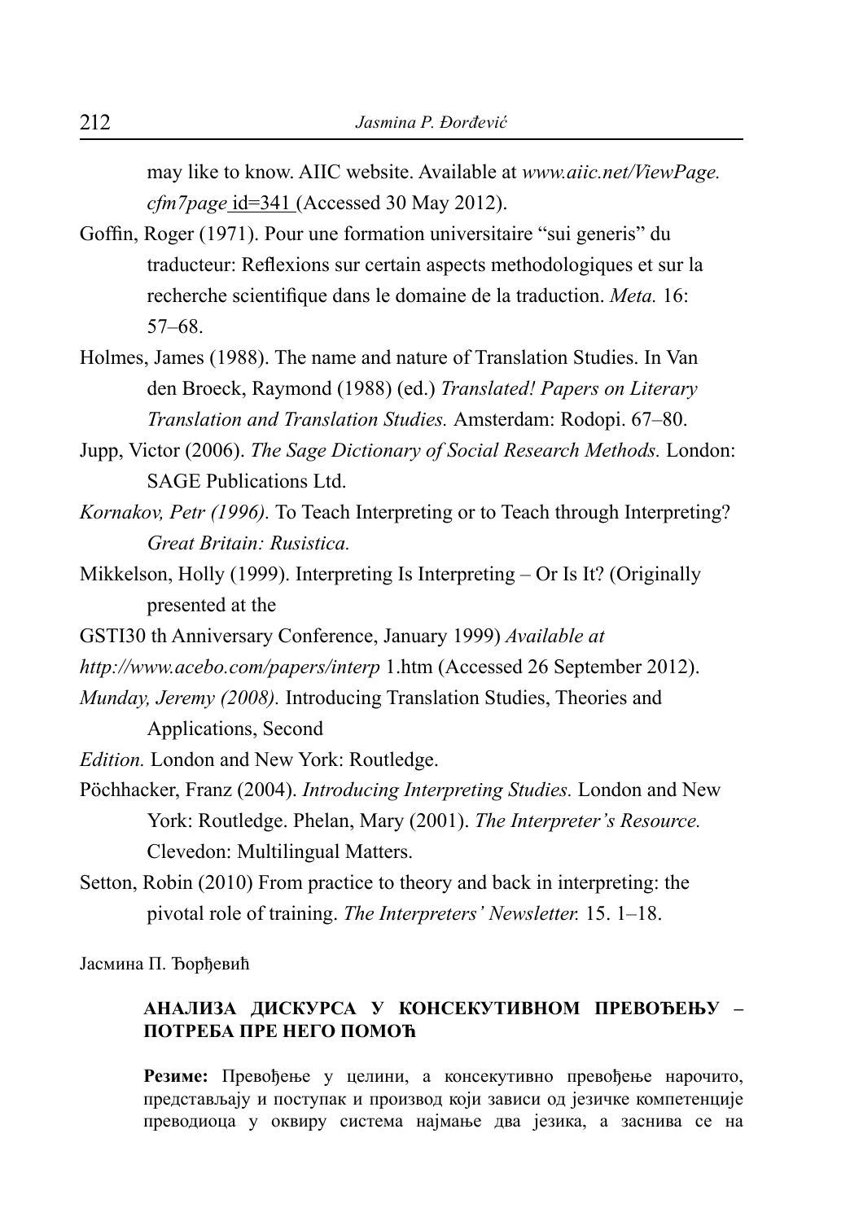may like to know. AIIC website. Available at *www.aiic.net/ViewPage. cfm7page* id=341 (Accessed 30 May 2012).

Goffin, Roger (1971). Pour une formation universitaire "sui generis" du traducteur: Reflexions sur certain aspects methodologiques et sur la recherche scientifique dans le domaine de la traduction. *Meta.* 16: 57–68.

Holmes, James (1988). The name and nature of Translation Studies. In Van den Broeck, Raymond (1988) (ed.) *Translated! Papers on Literary Translation and Translation Studies.* Amsterdam: Rodopi. 67–80.

Jupp, Victor (2006). *The Sage Dictionary of Social Research Methods.* London: SAGE Publications Ltd.

*Kornakov, Petr (1996).* To Teach Interpreting or to Teach through Interpreting? *Great Britain: Rusistica.*

Mikkelson, Holly (1999). Interpreting Is Interpreting – Or Is It? (Originally presented at the

GSTI30 th Anniversary Conference, January 1999) *Available at*

*http://www.acebo.com/papers/interp* 1.htm (Accessed 26 September 2012).

*Munday, Jeremy (2008).* Introducing Translation Studies, Theories and Applications, Second

*Edition.* London and New York: Routledge.

Pöchhacker, Franz (2004). *Introducing Interpreting Studies.* London and New York: Routledge. Phelan, Mary (2001). *The Interpreter's Resource.* Clevedon: Multilingual Matters.

Setton, Robin (2010) From practice to theory and back in interpreting: the pivotal role of training. *The Interpreters' Newsletter.* 15. 1–18.

Јасмина П. Ђорђевић

**АНАЛИЗА ДИСКУРСА У КОНСЕКУТИВНОМ ПРЕВОЂЕЊУ – ПОТРЕБА ПРЕ НЕГО ПОМОЋ**

**Резиме:** Превођење у целини, а консекутивно превођење нарочито, представљају и поступак и производ који зависи од језичке компетенције преводиоца у оквиру система најмање два језика, а заснива се на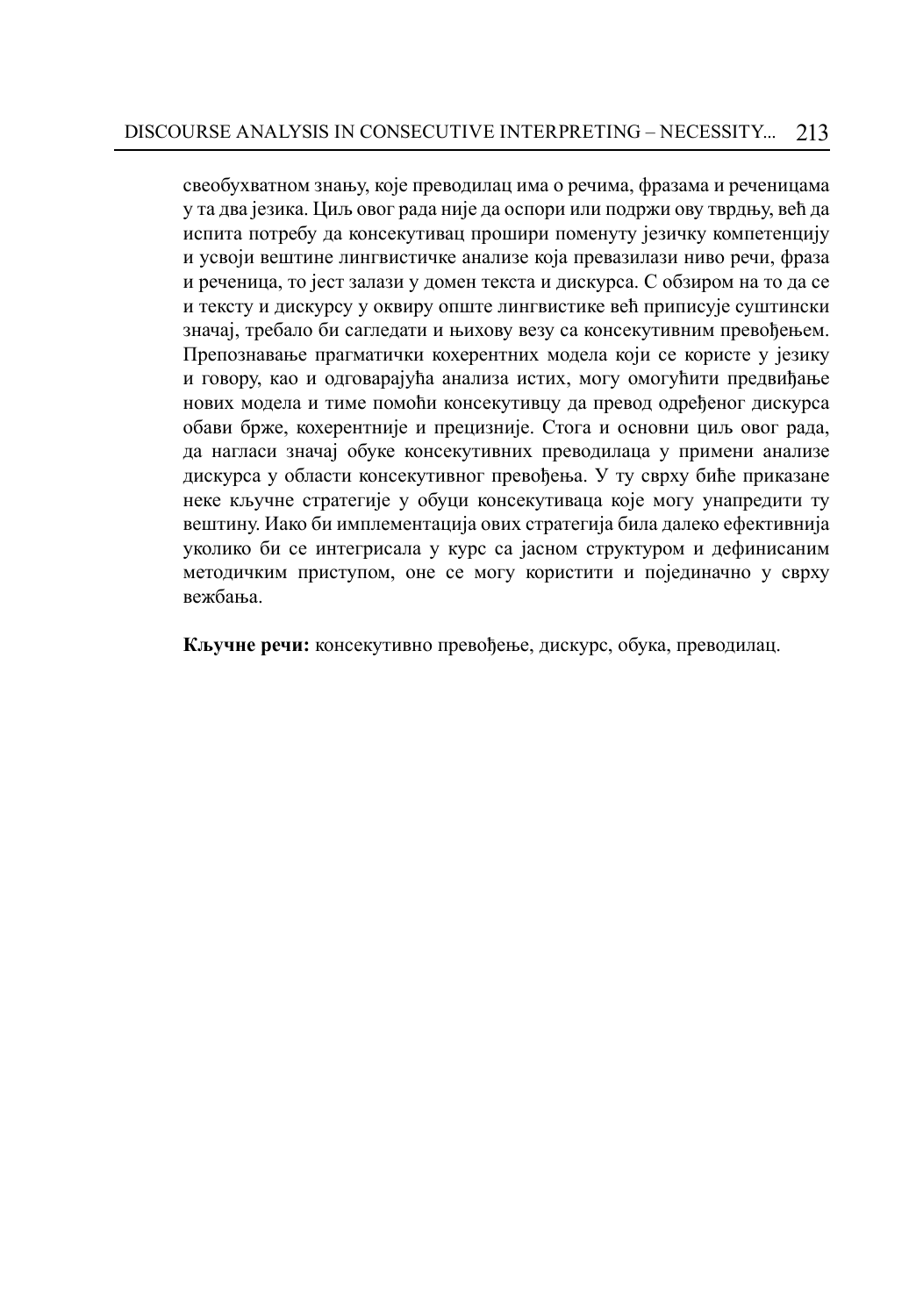свеобухватном знању, које преводилац има о речима, фразама и реченицама у та два језика. Циљ овог рада није да оспори или подржи ову тврдњу, већ да испита потребу да консекутивац прошири поменуту језичку компетенцију и усвоји вештине лингвистичке анализе која превазилази ниво речи, фраза и реченица, то јест залази у домен текста и дискурса. С обзиром на то да се и тексту и дискурсу у оквиру опште лингвистике већ приписује суштински значај, требало би сагледати и њихову везу са консекутивним превођењем. Препознавање прагматички кохерентних модела који се користе у језику и говору, као и одговарајућа анализа истих, могу омогућити предвиђање нових модела и тиме помоћи консекутивцу да превод одређеног дискурса обави брже, кохерентније и прецизније. Стога и основни циљ овог рада, да нагласи значај обуке консекутивних преводилаца у примени анализе дискурса у области консекутивног превођења. У ту сврху биће приказане неке кључне стратегије у обуци консекутиваца које могу унапредити ту вештину. Иако би имплементација ових стратегија била далеко ефективнија уколико би се интегрисала у курс са јасном структуром и дефинисаним методичким приступом, оне се могу користити и појединачно у сврху вежбања.

**Кључне речи:** консекутивно превођење, дискурс, обука, преводилац.